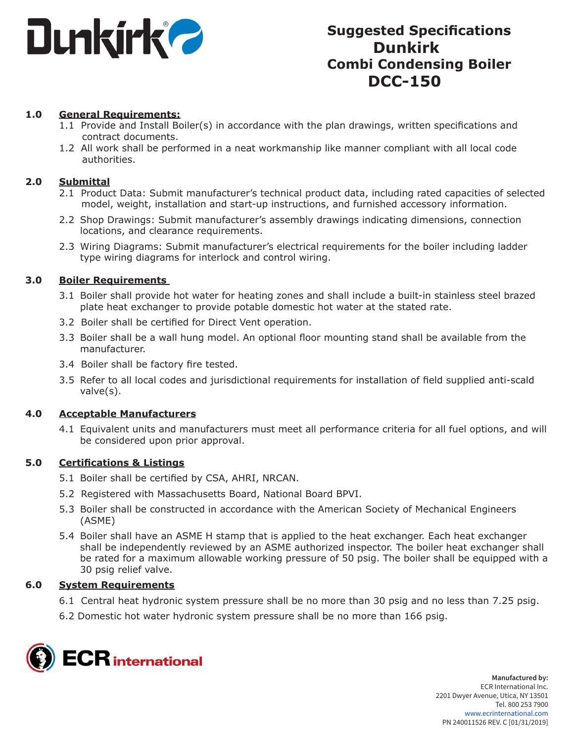Dunkirk®

# Suggested Specifications Dunkirk Combi Condensing Boiler DCC-150

## 1.0 General Requirements:

1.1 Provide and Install Boiler(s) in accordance with the plan drawings, written specifications and contract documents.

1.2 All work shall be performed in a neat workmanship like manner compliant with all local code authorities.

## 2.0 Submittal

2.1 Product Data: Submit manufacturer's technical product data, including rated capacities of selected model, weight, installation and start-up instructions, and furnished accessory information.

2.2 Shop Drawings: Submit manufacturer's assembly drawings indicating dimensions, connection locations, and clearance requirements.

2.3 Wiring Diagrams: Submit manufacturer's electrical requirements for the boiler including ladder type wiring diagrams for interlock and control wiring.

## 3.0 Boiler Requirements

3.1 Boiler shall provide hot water for heating zones and shall include a built-in stainless steel brazed plate heat exchanger to provide potable domestic hot water at the stated rate.

3.2 Boiler shall be certified for Direct Vent operation.

3.3 Boiler shall be a wall hung model. An optional floor mounting stand shall be available from the manufacturer.

3.4 Boiler shall be factory fire tested.

3.5 Refer to all local codes and jurisdictional requirements for installation of field supplied anti-scald valve(s).

## 4.0 Acceptable Manufacturers

4.1 Equivalent units and manufacturers must meet all performance criteria for all fuel options, and will be considered upon prior approval.

## 5.0 Certifications & Listings

5.1 Boiler shall be certified by CSA, AHRI, NRCAN.

5.2 Registered with Massachusetts Board, National Board BPVI.

5.3 Boiler shall be constructed in accordance with the American Society of Mechanical Engineers (ASME)

5.4 Boiler shall have an ASME H stamp that is applied to the heat exchanger. Each heat exchanger shall be independently reviewed by an ASME authorized inspector. The boiler heat exchanger shall be rated for a maximum allowable working pressure of 50 psig. The boiler shall be equipped with a 30 psig relief valve.

## 6.0 System Requirements

6.1 Central heat hydronic system pressure shall be no more than 30 psig and no less than 7.25 psig.

6.2 Domestic hot water hydronic system pressure shall be no more than 166 psig.

ECR international

**Manufactured by:**
ECR International Inc.
2201 Dwyer Avenue, Utica, NY 13501
Tel. 800 253 7900
www.ecrinternational.com
PN 240011526 REV. C [01/31/2019]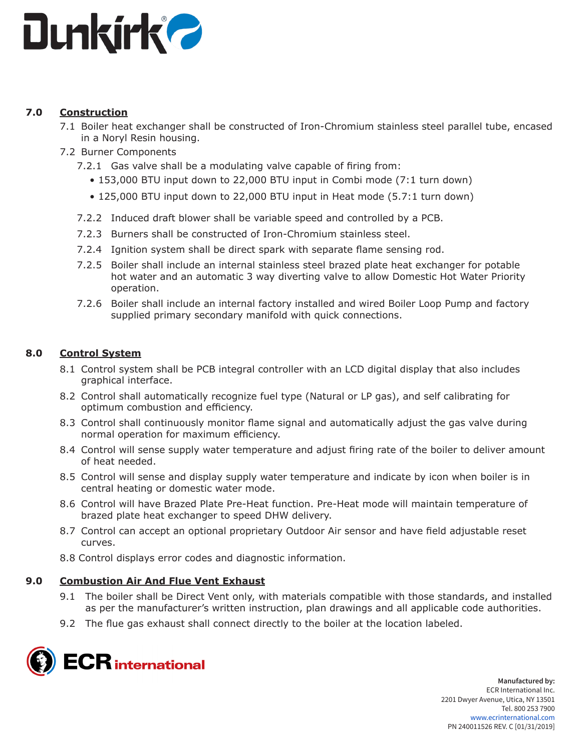## 7.0 Construction

7.1 Boiler heat exchanger shall be constructed of Iron-Chromium stainless steel parallel tube, encased in a Noryl Resin housing.

7.2 Burner Components

7.2.1 Gas valve shall be a modulating valve capable of firing from:

- 153,000 BTU input down to 22,000 BTU input in Combi mode (7:1 turn down)
- 125,000 BTU input down to 22,000 BTU input in Heat mode (5.7:1 turn down)

7.2.2 Induced draft blower shall be variable speed and controlled by a PCB.

7.2.3 Burners shall be constructed of Iron-Chromium stainless steel.

7.2.4 Ignition system shall be direct spark with separate flame sensing rod.

7.2.5 Boiler shall include an internal stainless steel brazed plate heat exchanger for potable hot water and an automatic 3 way diverting valve to allow Domestic Hot Water Priority operation.

7.2.6 Boiler shall include an internal factory installed and wired Boiler Loop Pump and factory supplied primary secondary manifold with quick connections.

## 8.0 Control System

8.1 Control system shall be PCB integral controller with an LCD digital display that also includes graphical interface.

8.2 Control shall automatically recognize fuel type (Natural or LP gas), and self calibrating for optimum combustion and efficiency.

8.3 Control shall continuously monitor flame signal and automatically adjust the gas valve during normal operation for maximum efficiency.

8.4 Control will sense supply water temperature and adjust firing rate of the boiler to deliver amount of heat needed.

8.5 Control will sense and display supply water temperature and indicate by icon when boiler is in central heating or domestic water mode.

8.6 Control will have Brazed Plate Pre-Heat function. Pre-Heat mode will maintain temperature of brazed plate heat exchanger to speed DHW delivery.

8.7 Control can accept an optional proprietary Outdoor Air sensor and have field adjustable reset curves.

8.8 Control displays error codes and diagnostic information.

## 9.0 Combustion Air And Flue Vent Exhaust

9.1 The boiler shall be Direct Vent only, with materials compatible with those standards, and installed as per the manufacturer's written instruction, plan drawings and all applicable code authorities.

9.2 The flue gas exhaust shall connect directly to the boiler at the location labeled.

**Manufactured by:**
ECR International Inc.
2201 Dwyer Avenue, Utica, NY 13501
Tel. 800 253 7900
www.ecrinternational.com
PN 240011526 REV. C [01/31/2019]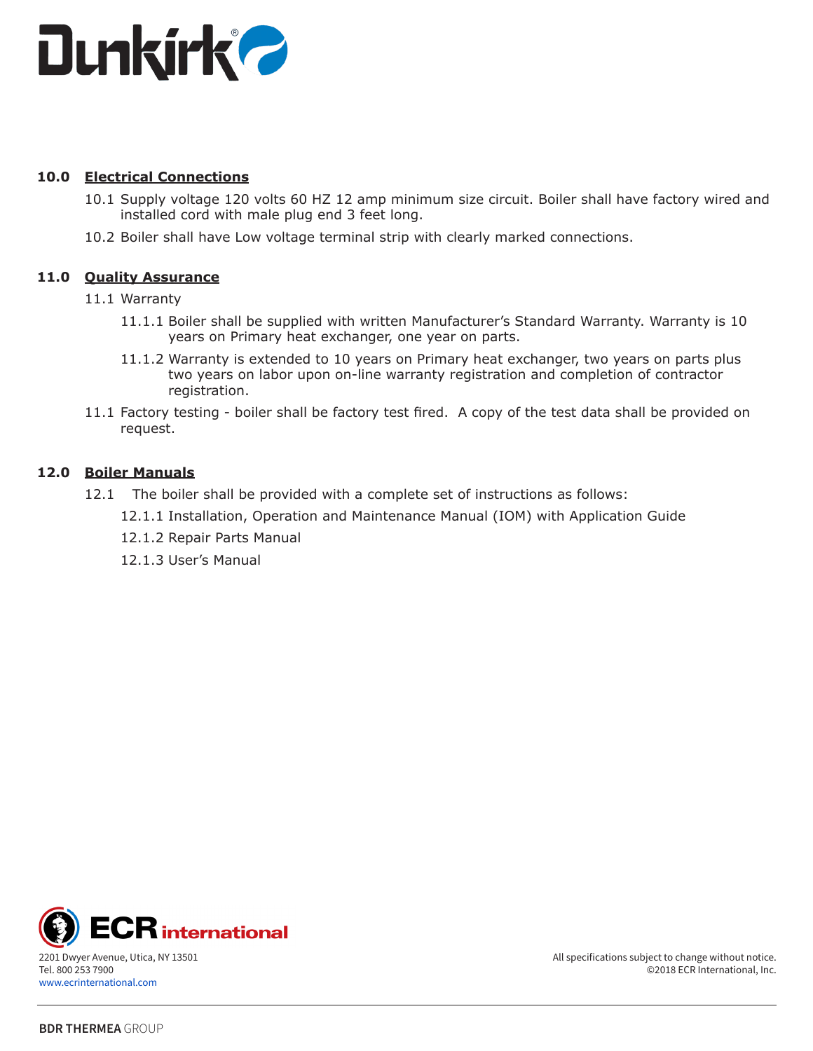## 10.0 Electrical Connections

10.1 Supply voltage 120 volts 60 HZ 12 amp minimum size circuit. Boiler shall have factory wired and installed cord with male plug end 3 feet long.

10.2 Boiler shall have Low voltage terminal strip with clearly marked connections.

## 11.0 Quality Assurance

11.1 Warranty

11.1.1 Boiler shall be supplied with written Manufacturer's Standard Warranty. Warranty is 10 years on Primary heat exchanger, one year on parts.

11.1.2 Warranty is extended to 10 years on Primary heat exchanger, two years on parts plus two years on labor upon on-line warranty registration and completion of contractor registration.

11.1 Factory testing - boiler shall be factory test fired. A copy of the test data shall be provided on request.

## 12.0 Boiler Manuals

12.1 The boiler shall be provided with a complete set of instructions as follows:

12.1.1 Installation, Operation and Maintenance Manual (IOM) with Application Guide

12.1.2 Repair Parts Manual

12.1.3 User's Manual

ECR international

2201 Dwyer Avenue, Utica, NY 13501
Tel. 800 253 7900
www.ecrinternational.com

All specifications subject to change without notice.
©2018 ECR International, Inc.

BDR THERMEA GROUP